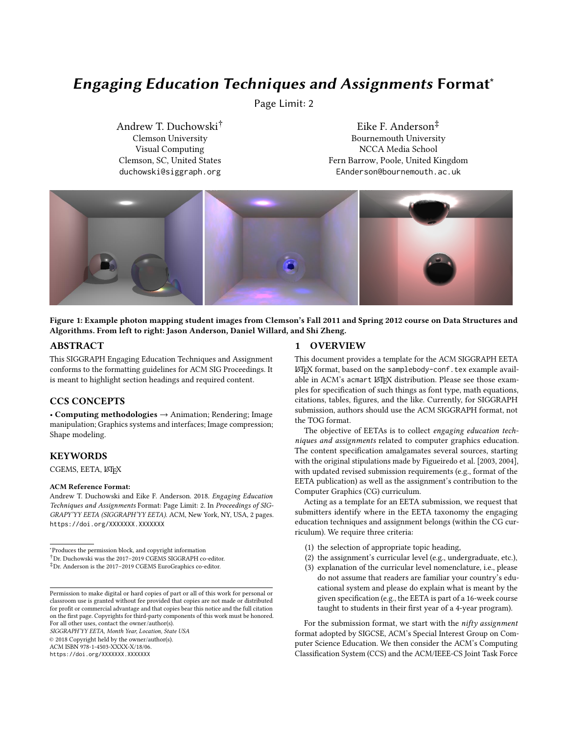# *Engaging Education Techniques and Assignments* Format*

Page Limit: 2

Andrew T. Duchowski[†]
Clemson University
Visual Computing
Clemson, SC, United States
duchowski@siggraph.org

Eike F. Anderson[‡]
Bournemouth University
NCCA Media School
Fern Barrow, Poole, United Kingdom
EAnderson@bournemouth.ac.uk

**Figure 1: Example photon mapping student images from Clemson's Fall 2011 and Spring 2012 course on Data Structures and Algorithms. From left to right: Jason Anderson, Daniel Willard, and Shi Zheng.**

## ABSTRACT

This SIGGRAPH Engaging Education Techniques and Assignment conforms to the formatting guidelines for ACM SIG Proceedings. It is meant to highlight section headings and required content.

## CCS CONCEPTS

• **Computing methodologies** → Animation; Rendering; Image manipulation; Graphics systems and interfaces; Image compression; Shape modeling.

## KEYWORDS

CGEMS, EETA, LaTeX

**ACM Reference Format:**
Andrew T. Duchowski and Eike F. Anderson. 2018. *Engaging Education Techniques and Assignments* Format: Page Limit: 2. In *Proceedings of SIGGRAPY'YY EETA (SIGGRAPH'YY EETA).* ACM, New York, NY, USA, 2 pages. https://doi.org/XXXXXXX.XXXXXXX

*Produces the permission block, and copyright information
[†]Dr. Duchowski was the 2017–2019 CGEMS SIGGRAPH co-editor.
[‡]Dr. Anderson is the 2017–2019 CGEMS EuroGraphics co-editor.

Permission to make digital or hard copies of part or all of this work for personal or classroom use is granted without fee provided that copies are not made or distributed for profit or commercial advantage and that copies bear this notice and the full citation on the first page. Copyrights for third-party components of this work must be honored. For all other uses, contact the owner/author(s).
*SIGGRAPH'YY EETA, Month Year, Location, State USA*
© 2018 Copyright held by the owner/author(s).
ACM ISBN 978-1-4503-XXXX-X/18/06.
https://doi.org/XXXXXXX.XXXXXXX

## 1 OVERVIEW

This document provides a template for the ACM SIGGRAPH EETA LaTeX format, based on the samplebody-conf.tex example available in ACM's acmart LaTeX distribution. Please see those examples for specification of such things as font type, math equations, citations, tables, figures, and the like. Currently, for SIGGRAPH submission, authors should use the ACM SIGGRAPH format, not the TOG format.

The objective of EETAs is to collect *engaging education techniques and assignments* related to computer graphics education. The content specification amalgamates several sources, starting with the original stipulations made by Figueiredo et al. [2003, 2004], with updated revised submission requirements (e.g., format of the EETA publication) as well as the assignment's contribution to the Computer Graphics (CG) curriculum.

Acting as a template for an EETA submission, we request that submitters identify where in the EETA taxonomy the engaging education techniques and assignment belongs (within the CG curriculum). We require three criteria:

(1) the selection of appropriate topic heading,
(2) the assignment's curricular level (e.g., undergraduate, etc.),
(3) explanation of the curricular level nomenclature, i.e., please do not assume that readers are familiar your country's educational system and please do explain what is meant by the given specification (e.g., the EETA is part of a 16-week course taught to students in their first year of a 4-year program).

For the submission format, we start with the *nifty assignment* format adopted by SIGCSE, ACM's Special Interest Group on Computer Science Education. We then consider the ACM's Computing Classification System (CCS) and the ACM/IEEE-CS Joint Task Force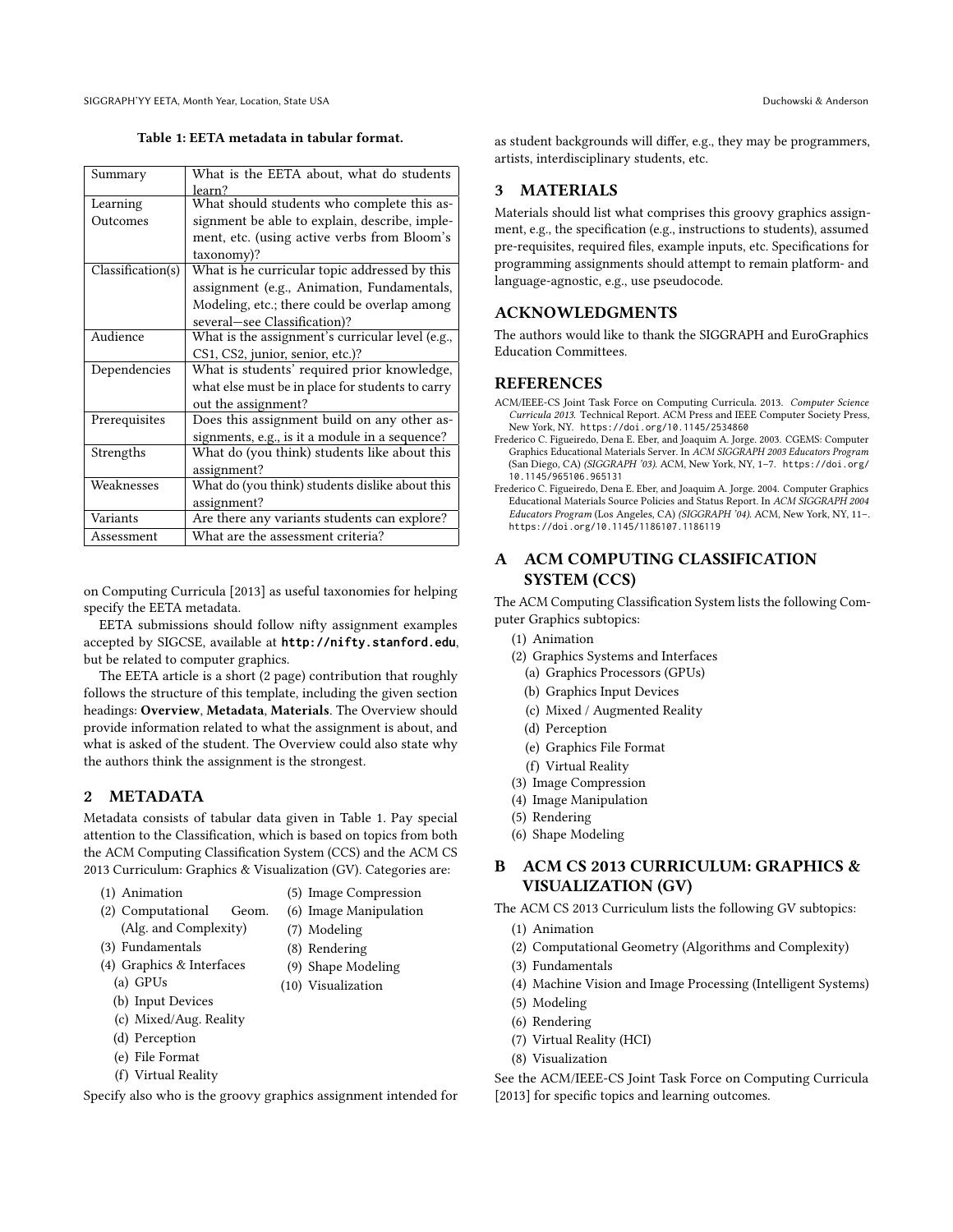**Table 1: EETA metadata in tabular format.**

| | |
|---|---|
| Summary | What is the EETA about, what do students learn? |
| Learning Outcomes | What should students who complete this assignment be able to explain, describe, implement, etc. (using active verbs from Bloom's taxonomy)? |
| Classification(s) | What is he curricular topic addressed by this assignment (e.g., Animation, Fundamentals, Modeling, etc.; there could be overlap among several—see Classification)? |
| Audience | What is the assignment's curricular level (e.g., CS1, CS2, junior, senior, etc.)? |
| Dependencies | What is students' required prior knowledge, what else must be in place for students to carry out the assignment? |
| Prerequisites | Does this assignment build on any other assignments, e.g., is it a module in a sequence? |
| Strengths | What do (you think) students like about this assignment? |
| Weaknesses | What do (you think) students dislike about this assignment? |
| Variants | Are there any variants students can explore? |
| Assessment | What are the assessment criteria? |

on Computing Curricula [2013] as useful taxonomies for helping specify the EETA metadata.

EETA submissions should follow nifty assignment examples accepted by SIGCSE, available at **http://nifty.stanford.edu**, but be related to computer graphics.

The EETA article is a short (2 page) contribution that roughly follows the structure of this template, including the given section headings: **Overview**, **Metadata**, **Materials**. The Overview should provide information related to what the assignment is about, and what is asked of the student. The Overview could also state why the authors think the assignment is the strongest.

## 2 METADATA

Metadata consists of tabular data given in Table 1. Pay special attention to the Classification, which is based on topics from both the ACM Computing Classification System (CCS) and the ACM CS 2013 Curriculum: Graphics & Visualization (GV). Categories are:

(1) Animation
(2) Computational Geom. (Alg. and Complexity)
(3) Fundamentals
(4) Graphics & Interfaces
  (a) GPUs
  (b) Input Devices
  (c) Mixed/Aug. Reality
  (d) Perception
  (e) File Format
  (f) Virtual Reality
(5) Image Compression
(6) Image Manipulation
(7) Modeling
(8) Rendering
(9) Shape Modeling
(10) Visualization

Specify also who is the groovy graphics assignment intended for as student backgrounds will differ, e.g., they may be programmers, artists, interdisciplinary students, etc.

## 3 MATERIALS

Materials should list what comprises this groovy graphics assignment, e.g., the specification (e.g., instructions to students), assumed pre-requisites, required files, example inputs, etc. Specifications for programming assignments should attempt to remain platform- and language-agnostic, e.g., use pseudocode.

## ACKNOWLEDGMENTS

The authors would like to thank the SIGGRAPH and EuroGraphics Education Committees.

## REFERENCES

ACM/IEEE-CS Joint Task Force on Computing Curricula. 2013. *Computer Science Curricula 2013*. Technical Report. ACM Press and IEEE Computer Society Press, New York, NY. https://doi.org/10.1145/2534860

Frederico C. Figueiredo, Dena E. Eber, and Joaquim A. Jorge. 2003. CGEMS: Computer Graphics Educational Materials Server. In *ACM SIGGRAPH 2003 Educators Program* (San Diego, CA) *(SIGGRAPH '03)*. ACM, New York, NY, 1–7. https://doi.org/10.1145/965106.965131

Frederico C. Figueiredo, Dena E. Eber, and Joaquim A. Jorge. 2004. Computer Graphics Educational Materials Source Policies and Status Report. In *ACM SIGGRAPH 2004 Educators Program* (Los Angeles, CA) *(SIGGRAPH '04)*. ACM, New York, NY, 11–. https://doi.org/10.1145/1186107.1186119

## A ACM COMPUTING CLASSIFICATION SYSTEM (CCS)

The ACM Computing Classification System lists the following Computer Graphics subtopics:

(1) Animation
(2) Graphics Systems and Interfaces
  (a) Graphics Processors (GPUs)
  (b) Graphics Input Devices
  (c) Mixed / Augmented Reality
  (d) Perception
  (e) Graphics File Format
  (f) Virtual Reality
(3) Image Compression
(4) Image Manipulation
(5) Rendering
(6) Shape Modeling

## B ACM CS 2013 CURRICULUM: GRAPHICS & VISUALIZATION (GV)

The ACM CS 2013 Curriculum lists the following GV subtopics:

(1) Animation
(2) Computational Geometry (Algorithms and Complexity)
(3) Fundamentals
(4) Machine Vision and Image Processing (Intelligent Systems)
(5) Modeling
(6) Rendering
(7) Virtual Reality (HCI)
(8) Visualization

See the ACM/IEEE-CS Joint Task Force on Computing Curricula [2013] for specific topics and learning outcomes.